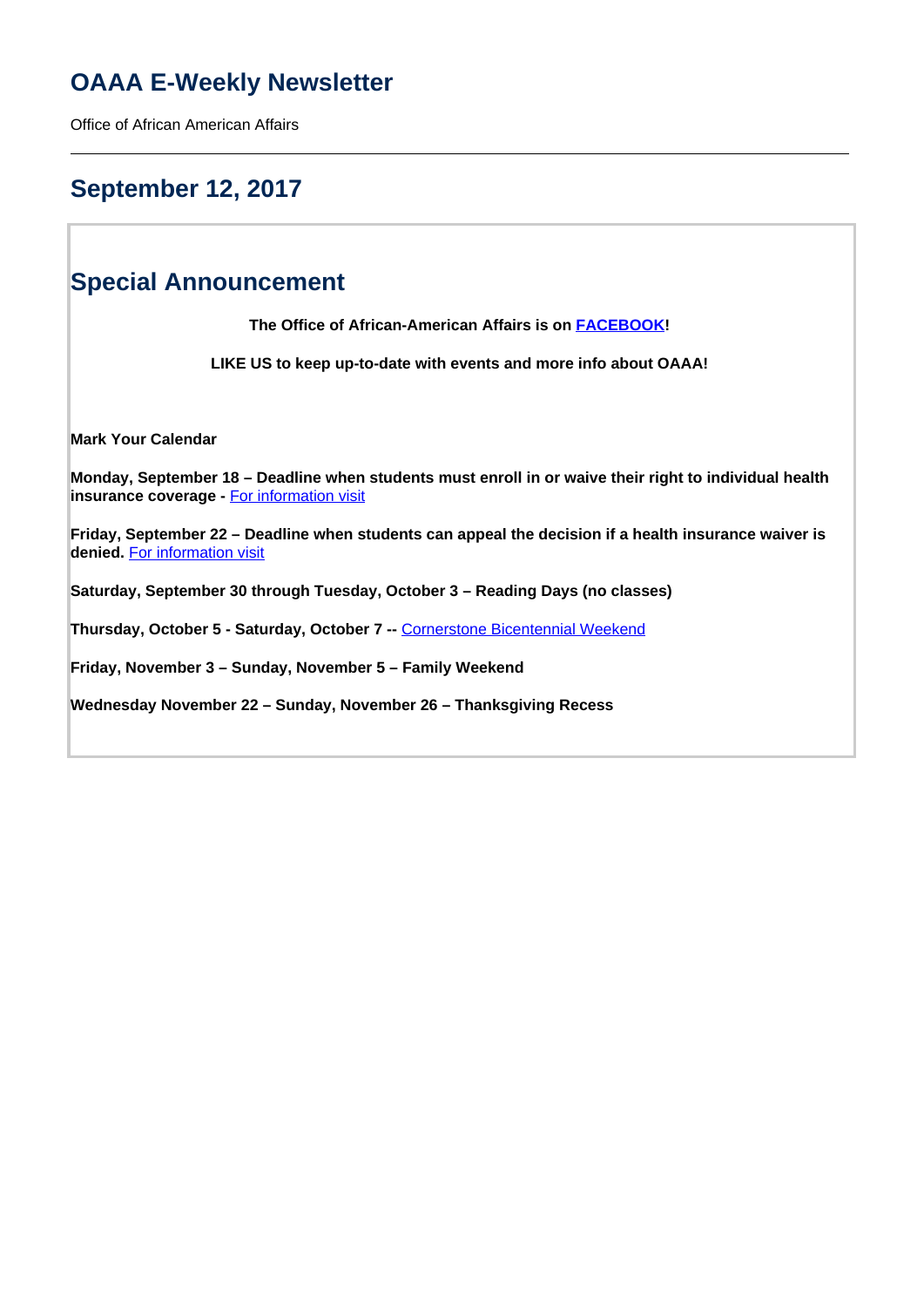# OAAA E-Weekly Newsletter

Office of African American Affairs

---

## September 12, 2017

## Special Announcement

**The Office of African-American Affairs is on FACEBOOK!**

**LIKE US to keep up-to-date with events and more info about OAAA!**

**Mark Your Calendar**

**Monday, September 18 – Deadline when students must enroll in or waive their right to individual health insurance coverage -** For information visit

**Friday, September 22 – Deadline when students can appeal the decision if a health insurance waiver is denied.** For information visit

**Saturday, September 30 through Tuesday, October 3 – Reading Days (no classes)**

**Thursday, October 5 - Saturday, October 7 --** Cornerstone Bicentennial Weekend

**Friday, November 3 – Sunday, November 5 – Family Weekend**

**Wednesday November 22 – Sunday, November 26 – Thanksgiving Recess**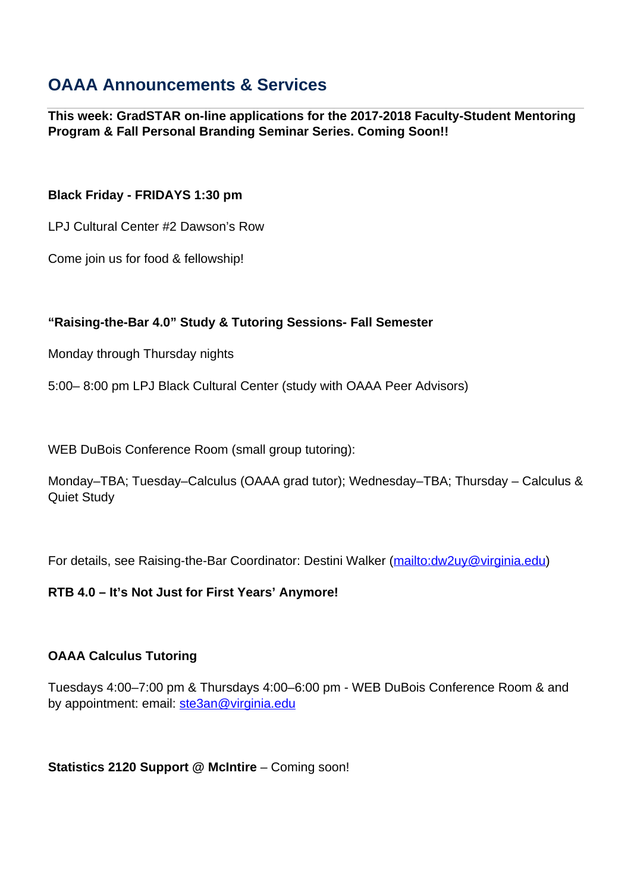## OAAA Announcements & Services

**This week: GradSTAR on-line applications for the 2017-2018 Faculty-Student Mentoring Program & Fall Personal Branding Seminar Series. Coming Soon!!**

**Black Friday - FRIDAYS 1:30 pm**

LPJ Cultural Center #2 Dawson's Row

Come join us for food & fellowship!

**"Raising-the-Bar 4.0" Study & Tutoring Sessions- Fall Semester**

Monday through Thursday nights

5:00– 8:00 pm LPJ Black Cultural Center (study with OAAA Peer Advisors)

WEB DuBois Conference Room (small group tutoring):

Monday–TBA; Tuesday–Calculus (OAAA grad tutor); Wednesday–TBA; Thursday – Calculus & Quiet Study

For details, see Raising-the-Bar Coordinator: Destini Walker (mailto:dw2uy@virginia.edu)

**RTB 4.0 – It's Not Just for First Years' Anymore!**

**OAAA Calculus Tutoring**

Tuesdays 4:00–7:00 pm & Thursdays 4:00–6:00 pm - WEB DuBois Conference Room & and by appointment: email: ste3an@virginia.edu

**Statistics 2120 Support @ McIntire** – Coming soon!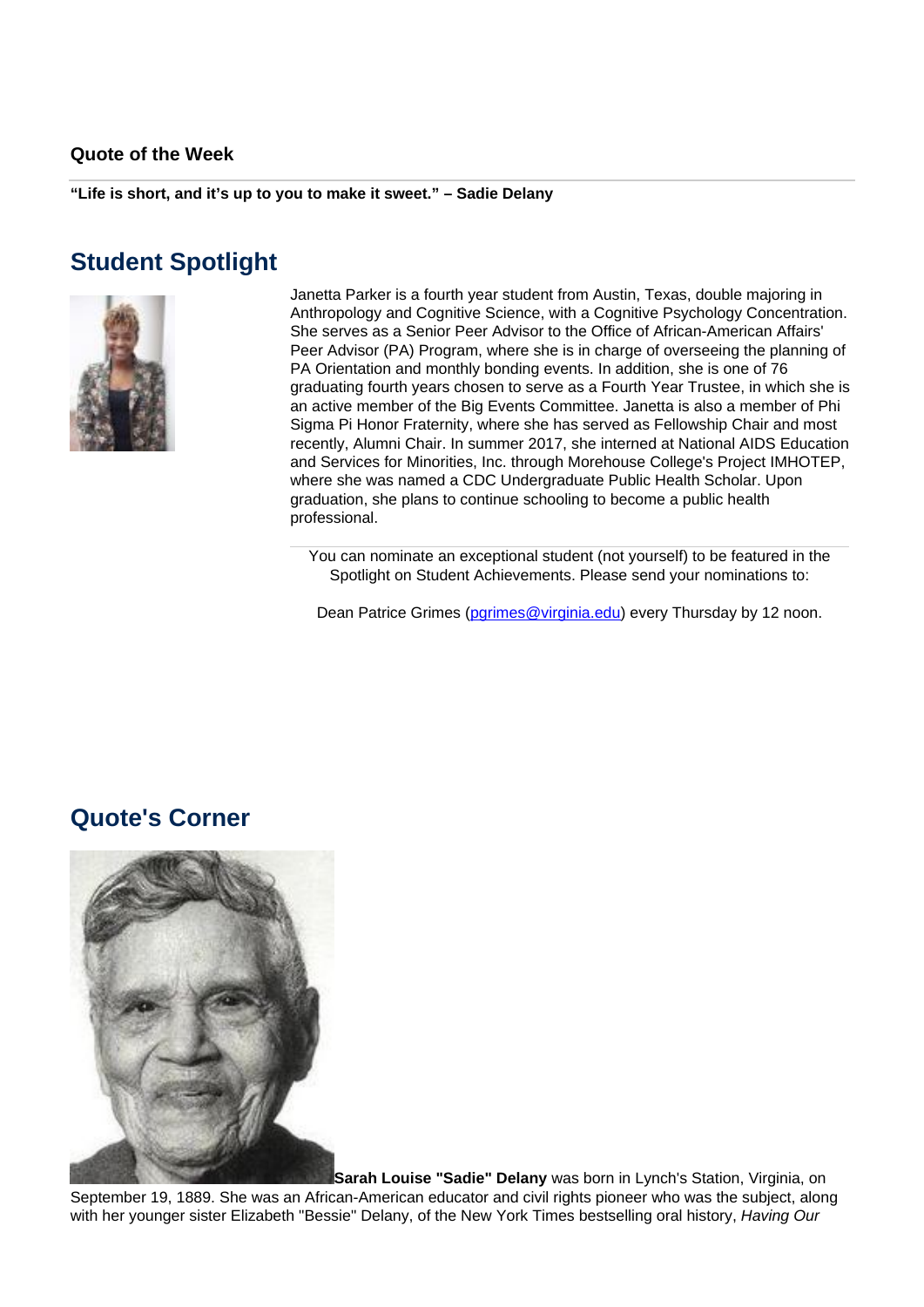### Quote of the Week

**"Life is short, and it's up to you to make it sweet." – Sadie Delany**

## Student Spotlight

Janetta Parker is a fourth year student from Austin, Texas, double majoring in Anthropology and Cognitive Science, with a Cognitive Psychology Concentration. She serves as a Senior Peer Advisor to the Office of African-American Affairs' Peer Advisor (PA) Program, where she is in charge of overseeing the planning of PA Orientation and monthly bonding events. In addition, she is one of 76 graduating fourth years chosen to serve as a Fourth Year Trustee, in which she is an active member of the Big Events Committee. Janetta is also a member of Phi Sigma Pi Honor Fraternity, where she has served as Fellowship Chair and most recently, Alumni Chair. In summer 2017, she interned at National AIDS Education and Services for Minorities, Inc. through Morehouse College's Project IMHOTEP, where she was named a CDC Undergraduate Public Health Scholar. Upon graduation, she plans to continue schooling to become a public health professional.

You can nominate an exceptional student (not yourself) to be featured in the Spotlight on Student Achievements. Please send your nominations to:

Dean Patrice Grimes (pgrimes@virginia.edu) every Thursday by 12 noon.

## Quote's Corner

**Sarah Louise "Sadie" Delany** was born in Lynch's Station, Virginia, on September 19, 1889. She was an African-American educator and civil rights pioneer who was the subject, along with her younger sister Elizabeth "Bessie" Delany, of the New York Times bestselling oral history, *Having Our*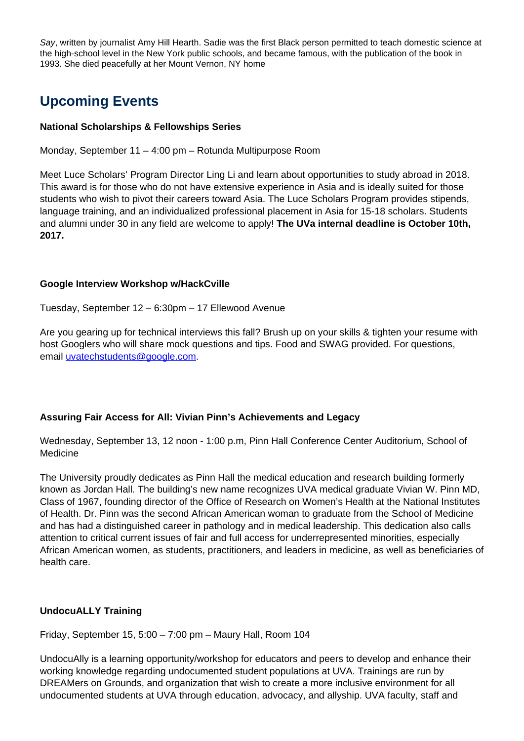*Say*, written by journalist Amy Hill Hearth. Sadie was the first Black person permitted to teach domestic science at the high-school level in the New York public schools, and became famous, with the publication of the book in 1993. She died peacefully at her Mount Vernon, NY home

## Upcoming Events

**National Scholarships & Fellowships Series**

Monday, September 11 – 4:00 pm – Rotunda Multipurpose Room

Meet Luce Scholars' Program Director Ling Li and learn about opportunities to study abroad in 2018. This award is for those who do not have extensive experience in Asia and is ideally suited for those students who wish to pivot their careers toward Asia. The Luce Scholars Program provides stipends, language training, and an individualized professional placement in Asia for 15-18 scholars. Students and alumni under 30 in any field are welcome to apply! **The UVa internal deadline is October 10th, 2017.**

**Google Interview Workshop w/HackCville**

Tuesday, September 12 – 6:30pm – 17 Ellewood Avenue

Are you gearing up for technical interviews this fall? Brush up on your skills & tighten your resume with host Googlers who will share mock questions and tips. Food and SWAG provided. For questions, email [uvatechstudents@google.com](mailto:uvatechstudents@google.com).

**Assuring Fair Access for All: Vivian Pinn's Achievements and Legacy**

Wednesday, September 13, 12 noon - 1:00 p.m, Pinn Hall Conference Center Auditorium, School of Medicine

The University proudly dedicates as Pinn Hall the medical education and research building formerly known as Jordan Hall. The building's new name recognizes UVA medical graduate Vivian W. Pinn MD, Class of 1967, founding director of the Office of Research on Women's Health at the National Institutes of Health. Dr. Pinn was the second African American woman to graduate from the School of Medicine and has had a distinguished career in pathology and in medical leadership. This dedication also calls attention to critical current issues of fair and full access for underrepresented minorities, especially African American women, as students, practitioners, and leaders in medicine, as well as beneficiaries of health care.

**UndocuALLY Training**

Friday, September 15, 5:00 – 7:00 pm – Maury Hall, Room 104

UndocuAlly is a learning opportunity/workshop for educators and peers to develop and enhance their working knowledge regarding undocumented student populations at UVA. Trainings are run by DREAMers on Grounds, and organization that wish to create a more inclusive environment for all undocumented students at UVA through education, advocacy, and allyship. UVA faculty, staff and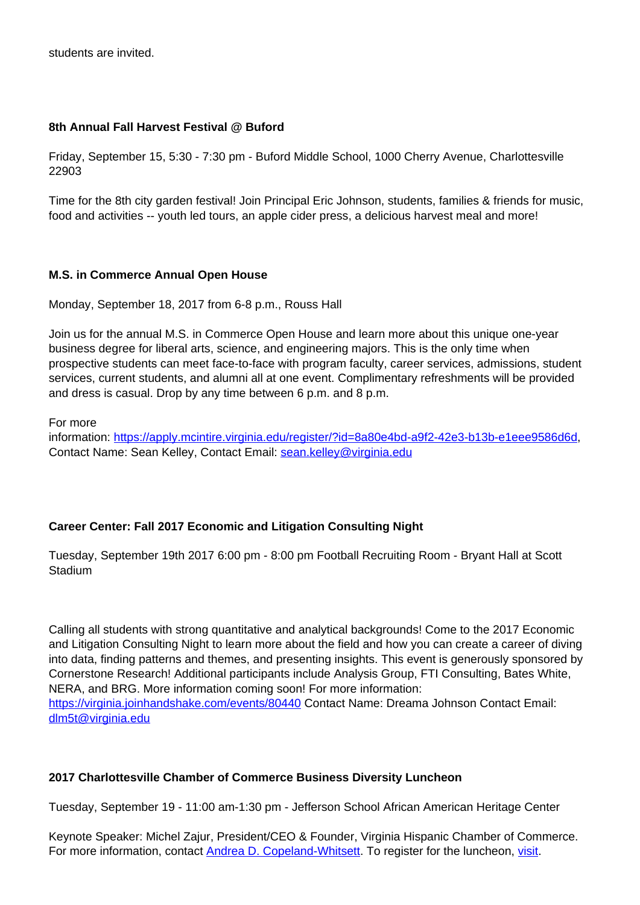students are invited.

**8th Annual Fall Harvest Festival @ Buford**

Friday, September 15, 5:30 - 7:30 pm - Buford Middle School, 1000 Cherry Avenue, Charlottesville 22903

Time for the 8th city garden festival! Join Principal Eric Johnson, students, families & friends for music, food and activities -- youth led tours, an apple cider press, a delicious harvest meal and more!

**M.S. in Commerce Annual Open House**

Monday, September 18, 2017 from 6-8 p.m., Rouss Hall

Join us for the annual M.S. in Commerce Open House and learn more about this unique one-year business degree for liberal arts, science, and engineering majors. This is the only time when prospective students can meet face-to-face with program faculty, career services, admissions, student services, current students, and alumni all at one event. Complimentary refreshments will be provided and dress is casual. Drop by any time between 6 p.m. and 8 p.m.

For more information: [https://apply.mcintire.virginia.edu/register/?id=8a80e4bd-a9f2-42e3-b13b-e1eee9586d6d](https://apply.mcintire.virginia.edu/register/?id=8a80e4bd-a9f2-42e3-b13b-e1eee9586d6d), Contact Name: Sean Kelley, Contact Email: [sean.kelley@virginia.edu](mailto:sean.kelley@virginia.edu)

**Career Center: Fall 2017 Economic and Litigation Consulting Night**

Tuesday, September 19th 2017 6:00 pm - 8:00 pm Football Recruiting Room - Bryant Hall at Scott Stadium

Calling all students with strong quantitative and analytical backgrounds! Come to the 2017 Economic and Litigation Consulting Night to learn more about the field and how you can create a career of diving into data, finding patterns and themes, and presenting insights. This event is generously sponsored by Cornerstone Research! Additional participants include Analysis Group, FTI Consulting, Bates White, NERA, and BRG. More information coming soon! For more information: [https://virginia.joinhandshake.com/events/80440](https://virginia.joinhandshake.com/events/80440) Contact Name: Dreama Johnson Contact Email: [dlm5t@virginia.edu](mailto:dlm5t@virginia.edu)

**2017 Charlottesville Chamber of Commerce Business Diversity Luncheon**

Tuesday, September 19 - 11:00 am-1:30 pm - Jefferson School African American Heritage Center

Keynote Speaker: Michel Zajur, President/CEO & Founder, Virginia Hispanic Chamber of Commerce. For more information, contact Andrea D. Copeland-Whitsett. To register for the luncheon, visit.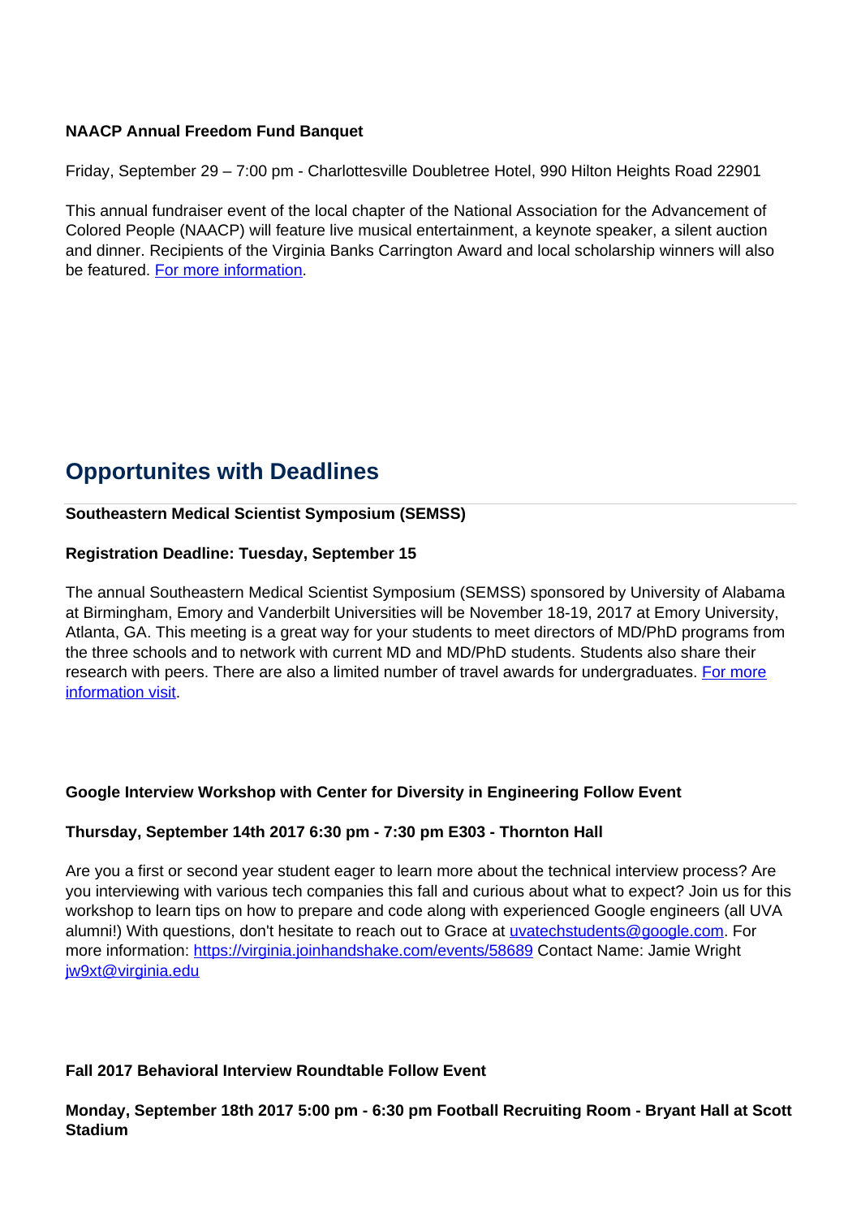**NAACP Annual Freedom Fund Banquet**

Friday, September 29 – 7:00 pm - Charlottesville Doubletree Hotel, 990 Hilton Heights Road 22901

This annual fundraiser event of the local chapter of the National Association for the Advancement of Colored People (NAACP) will feature live musical entertainment, a keynote speaker, a silent auction and dinner. Recipients of the Virginia Banks Carrington Award and local scholarship winners will also be featured. For more information.

## Opportunites with Deadlines

**Southeastern Medical Scientist Symposium (SEMSS)**

**Registration Deadline: Tuesday, September 15**

The annual Southeastern Medical Scientist Symposium (SEMSS) sponsored by University of Alabama at Birmingham, Emory and Vanderbilt Universities will be November 18-19, 2017 at Emory University, Atlanta, GA. This meeting is a great way for your students to meet directors of MD/PhD programs from the three schools and to network with current MD and MD/PhD students. Students also share their research with peers. There are also a limited number of travel awards for undergraduates. For more information visit.

**Google Interview Workshop with Center for Diversity in Engineering Follow Event**

**Thursday, September 14th 2017 6:30 pm - 7:30 pm E303 - Thornton Hall**

Are you a first or second year student eager to learn more about the technical interview process? Are you interviewing with various tech companies this fall and curious about what to expect? Join us for this workshop to learn tips on how to prepare and code along with experienced Google engineers (all UVA alumni!) With questions, don't hesitate to reach out to Grace at uvatechstudents@google.com. For more information: https://virginia.joinhandshake.com/events/58689 Contact Name: Jamie Wright jw9xt@virginia.edu

**Fall 2017 Behavioral Interview Roundtable Follow Event**

**Monday, September 18th 2017 5:00 pm - 6:30 pm Football Recruiting Room - Bryant Hall at Scott Stadium**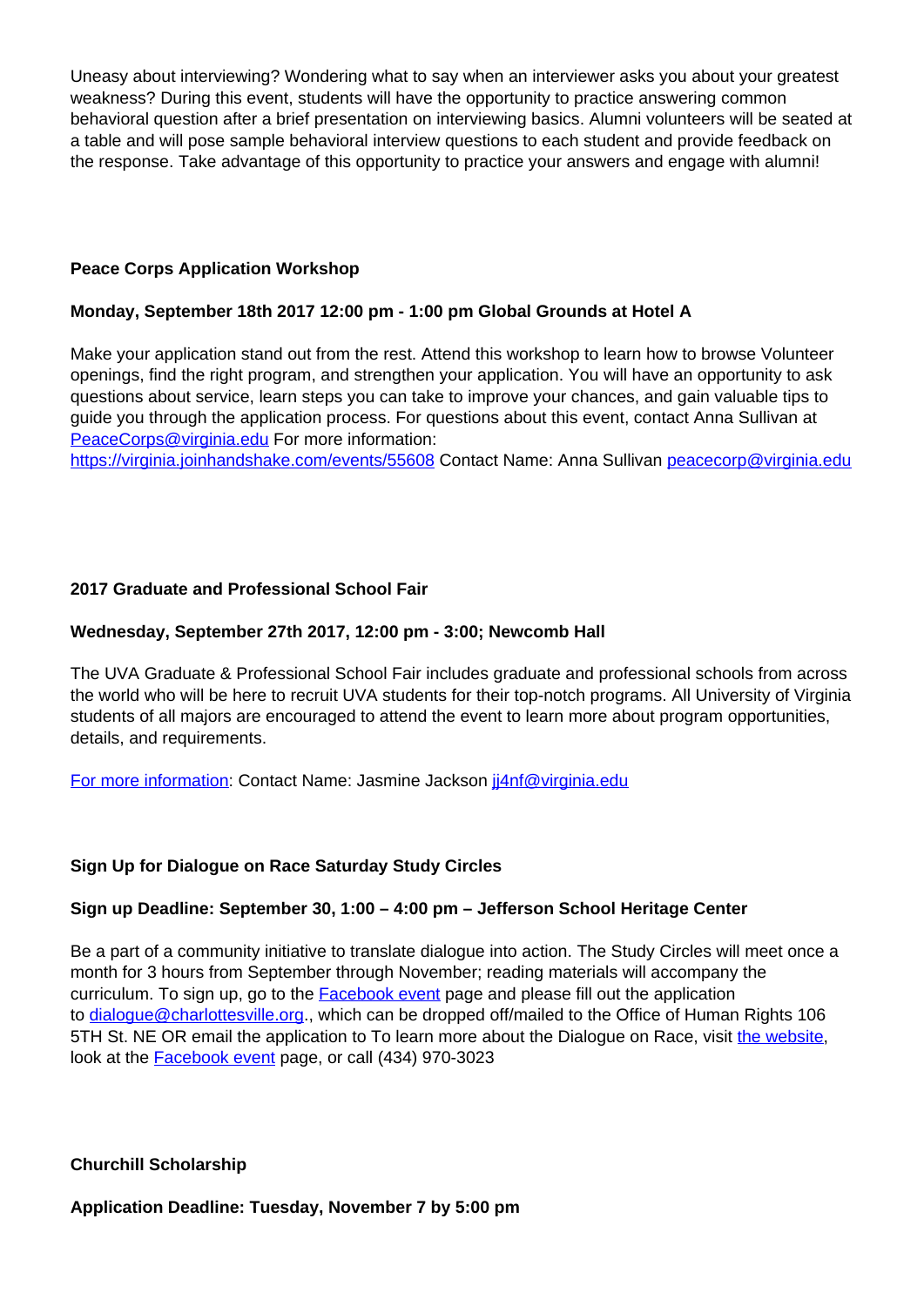Uneasy about interviewing? Wondering what to say when an interviewer asks you about your greatest weakness? During this event, students will have the opportunity to practice answering common behavioral question after a brief presentation on interviewing basics. Alumni volunteers will be seated at a table and will pose sample behavioral interview questions to each student and provide feedback on the response. Take advantage of this opportunity to practice your answers and engage with alumni!

**Peace Corps Application Workshop**

**Monday, September 18th 2017 12:00 pm - 1:00 pm Global Grounds at Hotel A**

Make your application stand out from the rest. Attend this workshop to learn how to browse Volunteer openings, find the right program, and strengthen your application. You will have an opportunity to ask questions about service, learn steps you can take to improve your chances, and gain valuable tips to guide you through the application process. For questions about this event, contact Anna Sullivan at PeaceCorps@virginia.edu For more information: https://virginia.joinhandshake.com/events/55608 Contact Name: Anna Sullivan peacecorp@virginia.edu

**2017 Graduate and Professional School Fair**

**Wednesday, September 27th 2017, 12:00 pm - 3:00; Newcomb Hall**

The UVA Graduate & Professional School Fair includes graduate and professional schools from across the world who will be here to recruit UVA students for their top-notch programs. All University of Virginia students of all majors are encouraged to attend the event to learn more about program opportunities, details, and requirements.

For more information: Contact Name: Jasmine Jackson jj4nf@virginia.edu

**Sign Up for Dialogue on Race Saturday Study Circles**

**Sign up Deadline: September 30, 1:00 – 4:00 pm – Jefferson School Heritage Center**

Be a part of a community initiative to translate dialogue into action. The Study Circles will meet once a month for 3 hours from September through November; reading materials will accompany the curriculum. To sign up, go to the Facebook event page and please fill out the application to dialogue@charlottesville.org., which can be dropped off/mailed to the Office of Human Rights 106 5TH St. NE OR email the application to To learn more about the Dialogue on Race, visit the website, look at the Facebook event page, or call (434) 970-3023

**Churchill Scholarship**

**Application Deadline: Tuesday, November 7 by 5:00 pm**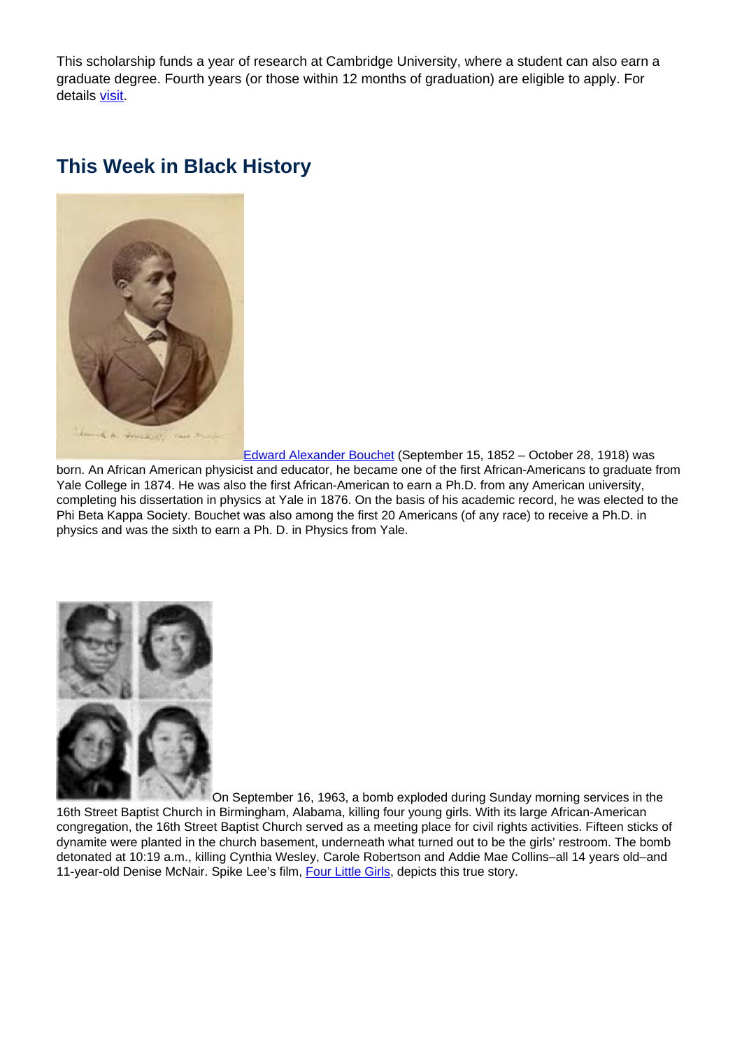This scholarship funds a year of research at Cambridge University, where a student can also earn a graduate degree. Fourth years (or those within 12 months of graduation) are eligible to apply. For details visit.

## This Week in Black History

Edward Alexander Bouchet (September 15, 1852 – October 28, 1918) was born. An African American physicist and educator, he became one of the first African-Americans to graduate from Yale College in 1874. He was also the first African-American to earn a Ph.D. from any American university, completing his dissertation in physics at Yale in 1876. On the basis of his academic record, he was elected to the Phi Beta Kappa Society. Bouchet was also among the first 20 Americans (of any race) to receive a Ph.D. in physics and was the sixth to earn a Ph. D. in Physics from Yale.

On September 16, 1963, a bomb exploded during Sunday morning services in the 16th Street Baptist Church in Birmingham, Alabama, killing four young girls. With its large African-American congregation, the 16th Street Baptist Church served as a meeting place for civil rights activities. Fifteen sticks of dynamite were planted in the church basement, underneath what turned out to be the girls' restroom. The bomb detonated at 10:19 a.m., killing Cynthia Wesley, Carole Robertson and Addie Mae Collins–all 14 years old–and 11-year-old Denise McNair. Spike Lee's film, Four Little Girls, depicts this true story.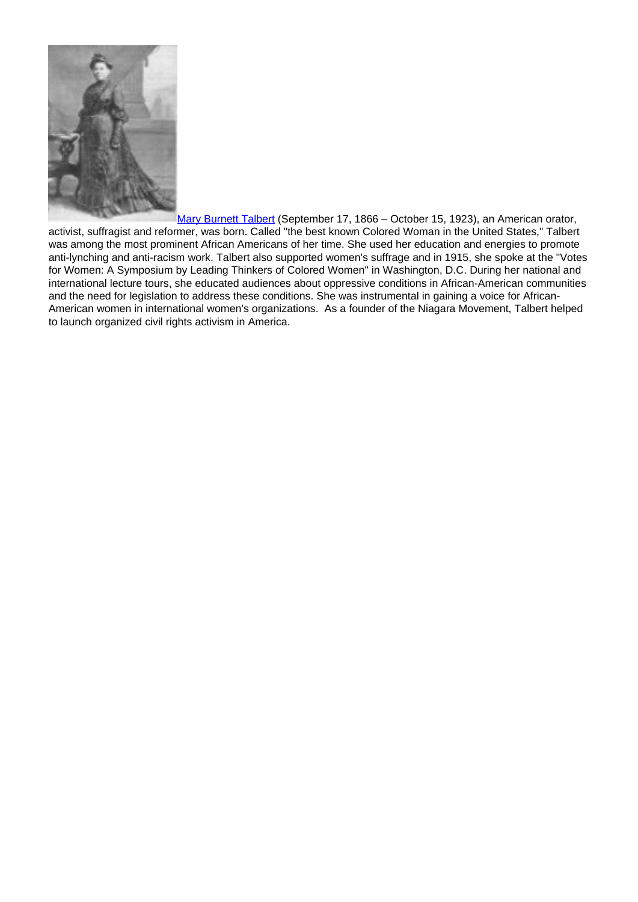Mary Burnett Talbert (September 17, 1866 – October 15, 1923), an American orator, activist, suffragist and reformer, was born. Called "the best known Colored Woman in the United States," Talbert was among the most prominent African Americans of her time. She used her education and energies to promote anti-lynching and anti-racism work. Talbert also supported women's suffrage and in 1915, she spoke at the "Votes for Women: A Symposium by Leading Thinkers of Colored Women" in Washington, D.C. During her national and international lecture tours, she educated audiences about oppressive conditions in African-American communities and the need for legislation to address these conditions. She was instrumental in gaining a voice for African-American women in international women's organizations.  As a founder of the Niagara Movement, Talbert helped to launch organized civil rights activism in America.